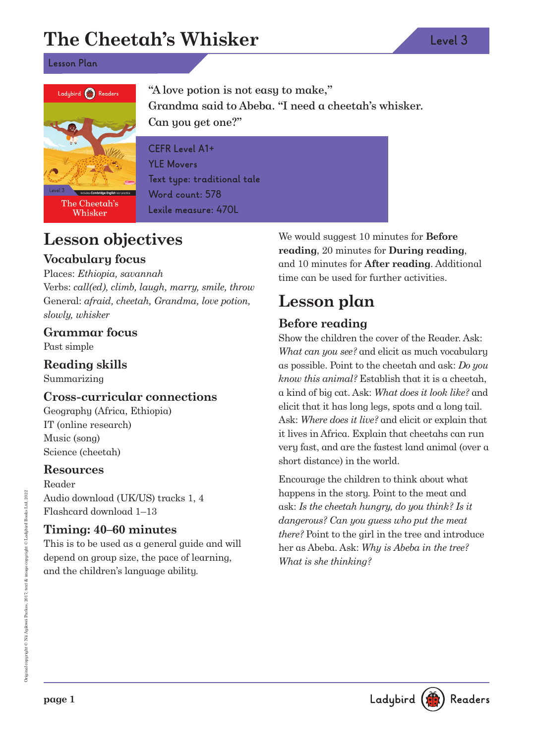# The Cheetah's Whisker

Level 3

Lesson Plan

"A love potion is not easy to make," Grandma said to Abeba. "I need a cheetah's whisker. Can you get one?"

CEFR Level A1+
YLE Movers
Text type: traditional tale
Word count: 578
Lexile measure: 470L

## Lesson objectives

### Vocabulary focus

Places: *Ethiopia, savannah*
Verbs: *call(ed), climb, laugh, marry, smile, throw*
General: *afraid, cheetah, Grandma, love potion, slowly, whisker*

### Grammar focus

Past simple

### Reading skills

Summarizing

### Cross-curricular connections

Geography (Africa, Ethiopia)
IT (online research)
Music (song)
Science (cheetah)

### Resources

Reader
Audio download (UK/US) tracks 1, 4
Flashcard download 1–13

### Timing: 40–60 minutes

This is to be used as a general guide and will depend on group size, the pace of learning, and the children's language ability.

We would suggest 10 minutes for **Before reading**, 20 minutes for **During reading**, and 10 minutes for **After reading**. Additional time can be used for further activities.

## Lesson plan

### Before reading

Show the children the cover of the Reader. Ask: *What can you see?* and elicit as much vocabulary as possible. Point to the cheetah and ask: *Do you know this animal?* Establish that it is a cheetah, a kind of big cat. Ask: *What does it look like?* and elicit that it has long legs, spots and a long tail. Ask: *Where does it live?* and elicit or explain that it lives in Africa. Explain that cheetahs can run very fast, and are the fastest land animal (over a short distance) in the world.

Encourage the children to think about what happens in the story. Point to the meat and ask: *Is the cheetah hungry, do you think? Is it dangerous? Can you guess who put the meat there?* Point to the girl in the tree and introduce her as Abeba. Ask: *Why is Abeba in the tree? What is she thinking?*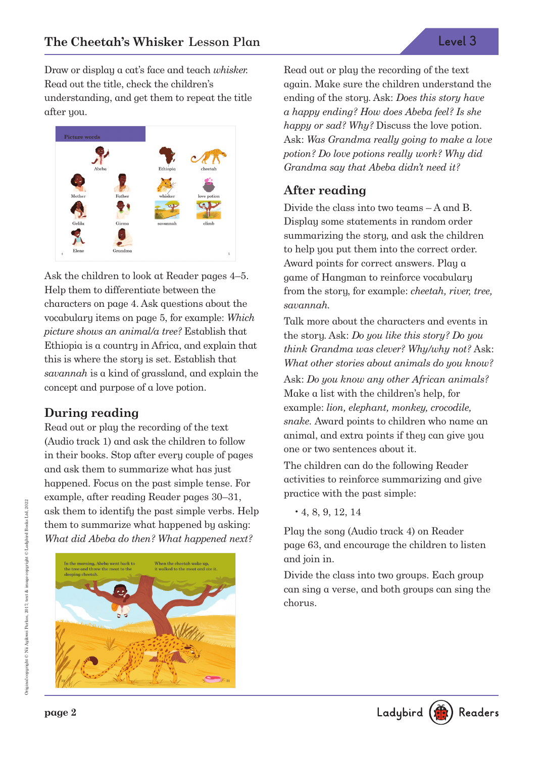Draw or display a cat's face and teach *whisker*. Read out the title, check the children's understanding, and get them to repeat the title after you.

Ask the children to look at Reader pages 4–5. Help them to differentiate between the characters on page 4. Ask questions about the vocabulary items on page 5, for example: *Which picture shows an animal/a tree?* Establish that Ethiopia is a country in Africa, and explain that this is where the story is set. Establish that *savannah* is a kind of grassland, and explain the concept and purpose of a love potion.

## During reading

Read out or play the recording of the text (Audio track 1) and ask the children to follow in their books. Stop after every couple of pages and ask them to summarize what has just happened. Focus on the past simple tense. For example, after reading Reader pages 30–31, ask them to identify the past simple verbs. Help them to summarize what happened by asking: *What did Abeba do then? What happened next?*

Read out or play the recording of the text again. Make sure the children understand the ending of the story. Ask: *Does this story have a happy ending? How does Abeba feel? Is she happy or sad? Why?* Discuss the love potion. Ask: *Was Grandma really going to make a love potion? Do love potions really work? Why did Grandma say that Abeba didn't need it?*

## After reading

Divide the class into two teams – A and B. Display some statements in random order summarizing the story, and ask the children to help you put them into the correct order. Award points for correct answers. Play a game of Hangman to reinforce vocabulary from the story, for example: *cheetah, river, tree, savannah.*

Talk more about the characters and events in the story. Ask: *Do you like this story? Do you think Grandma was clever? Why/why not?* Ask: *What other stories about animals do you know?*

Ask: *Do you know any other African animals?* Make a list with the children's help, for example: *lion, elephant, monkey, crocodile, snake.* Award points to children who name an animal, and extra points if they can give you one or two sentences about it.

The children can do the following Reader activities to reinforce summarizing and give practice with the past simple:

- 4, 8, 9, 12, 14

Play the song (Audio track 4) on Reader page 63, and encourage the children to listen and join in.

Divide the class into two groups. Each group can sing a verse, and both groups can sing the chorus.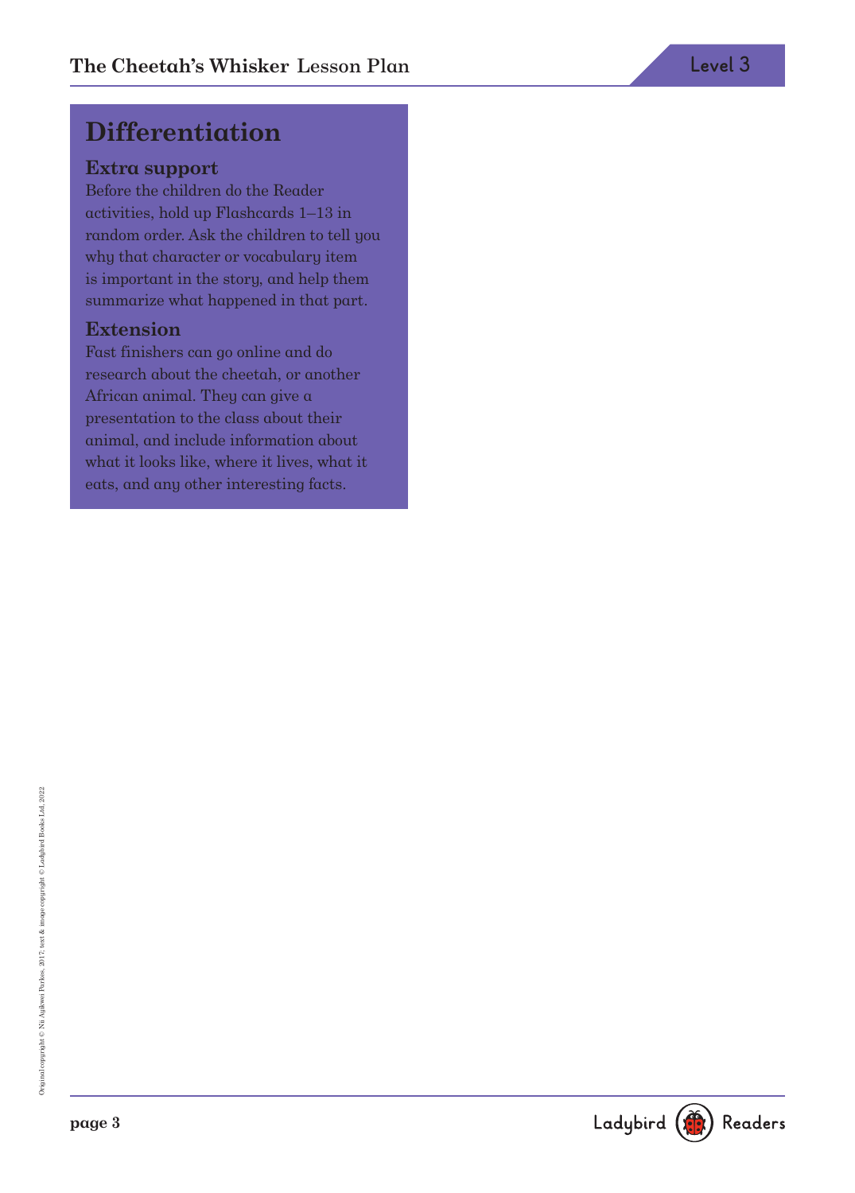## Differentiation

### Extra support

Before the children do the Reader activities, hold up Flashcards 1–13 in random order. Ask the children to tell you why that character or vocabulary item is important in the story, and help them summarize what happened in that part.

### Extension

Fast finishers can go online and do research about the cheetah, or another African animal. They can give a presentation to the class about their animal, and include information about what it looks like, where it lives, what it eats, and any other interesting facts.

Original copyright © Nii Ayikwei Parkes, 2017; text & image copyright © Ladybird Books Ltd, 2022